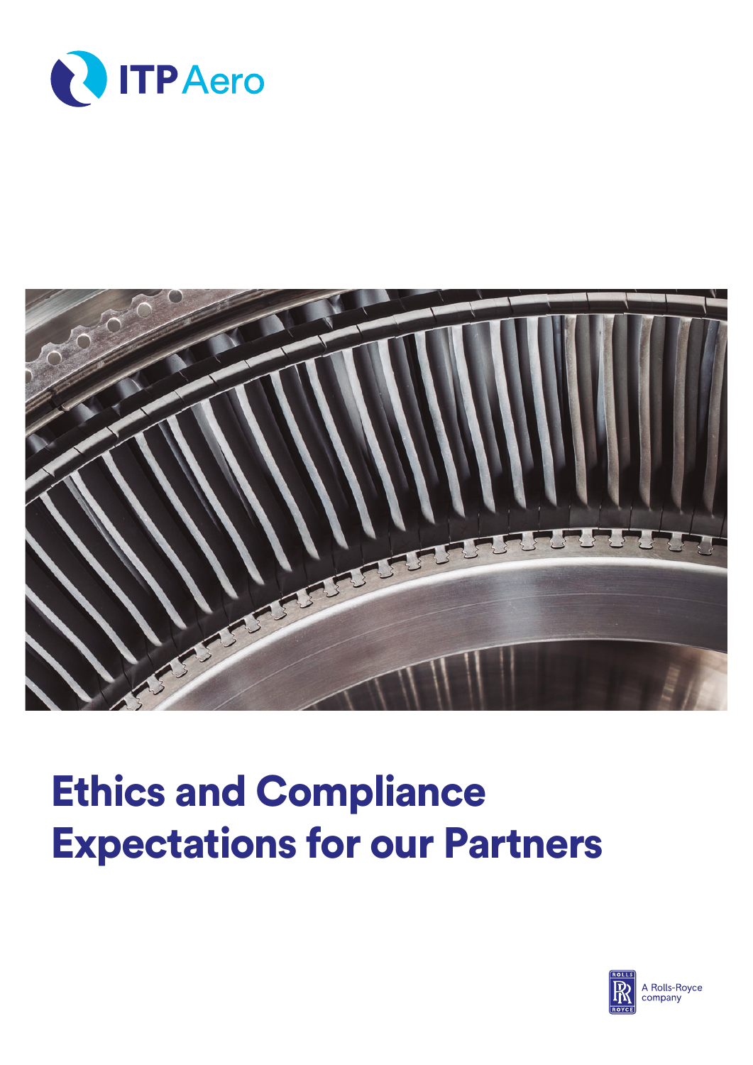ITP Aero

# Ethics and Compliance Expectations for our Partners

A Rolls-Royce company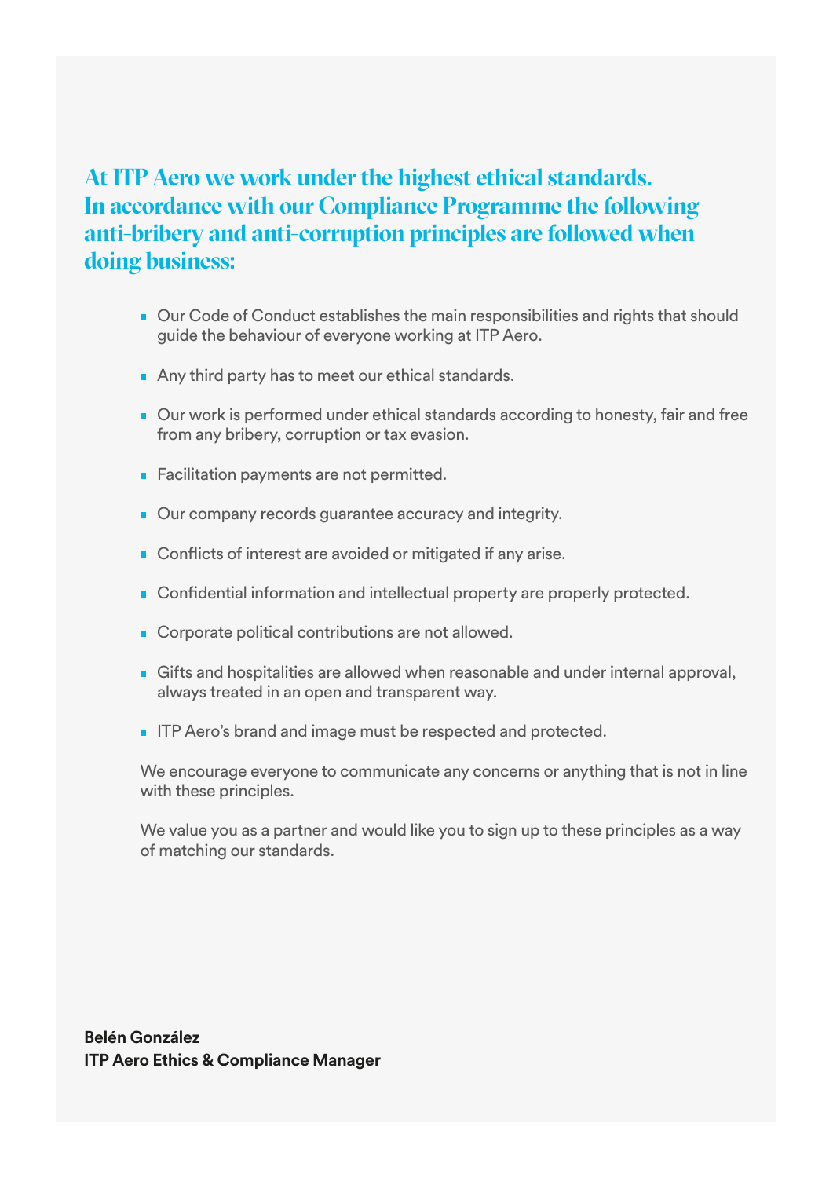## At ITP Aero we work under the highest ethical standards. In accordance with our Compliance Programme the following anti-bribery and anti-corruption principles are followed when doing business:

- Our Code of Conduct establishes the main responsibilities and rights that should guide the behaviour of everyone working at ITP Aero.
- Any third party has to meet our ethical standards.
- Our work is performed under ethical standards according to honesty, fair and free from any bribery, corruption or tax evasion.
- Facilitation payments are not permitted.
- Our company records guarantee accuracy and integrity.
- Conflicts of interest are avoided or mitigated if any arise.
- Confidential information and intellectual property are properly protected.
- Corporate political contributions are not allowed.
- Gifts and hospitalities are allowed when reasonable and under internal approval, always treated in an open and transparent way.
- ITP Aero's brand and image must be respected and protected.

We encourage everyone to communicate any concerns or anything that is not in line with these principles.

We value you as a partner and would like you to sign up to these principles as a way of matching our standards.

**Belén González**
**ITP Aero Ethics & Compliance Manager**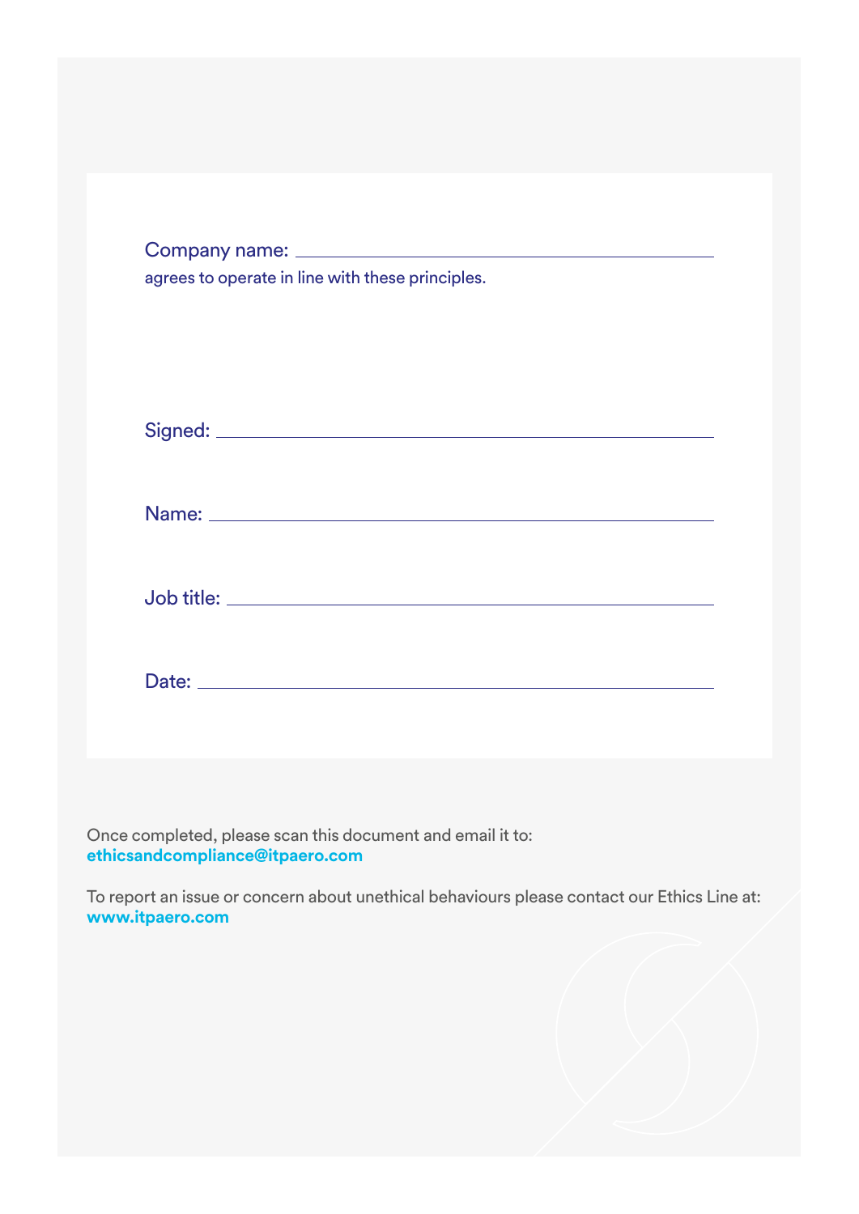Company name: ______________________________

agrees to operate in line with these principles.

Signed: ______________________________

Name: ______________________________

Job title: ______________________________

Date: ______________________________

Once completed, please scan this document and email it to:
**ethicsandcompliance@itpaero.com**

To report an issue or concern about unethical behaviours please contact our Ethics Line at:
**www.itpaero.com**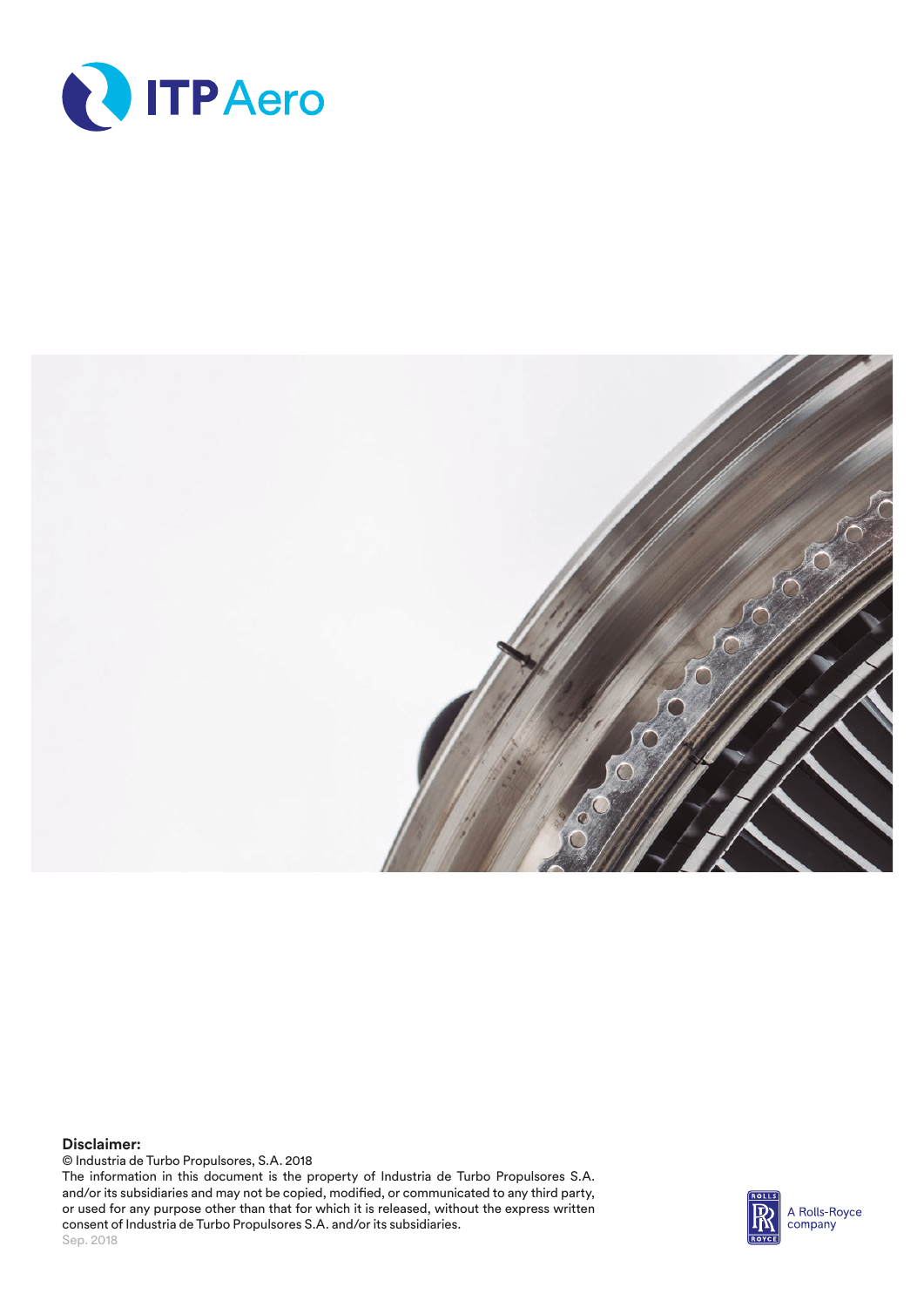**Disclaimer:**

© Industria de Turbo Propulsores, S.A. 2018

The information in this document is the property of Industria de Turbo Propulsores S.A. and/or its subsidiaries and may not be copied, modified, or communicated to any third party, or used for any purpose other than that for which it is released, without the express written consent of Industria de Turbo Propulsores S.A. and/or its subsidiaries.

Sep. 2018

A Rolls-Royce company